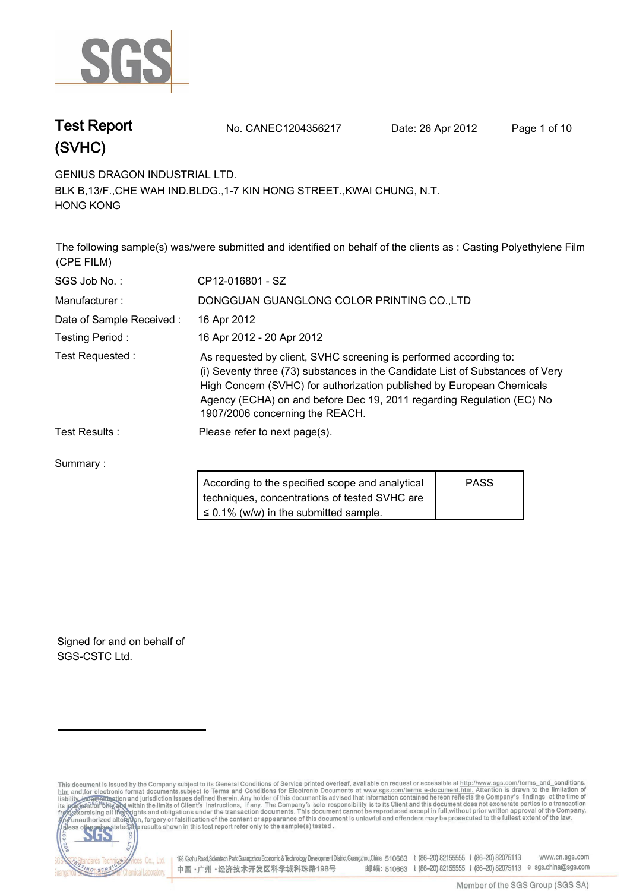# Test Report (SVHC)

No. CANEC1204356217 Date: 26 Apr 2012

GENIUS DRAGON INDUSTRIAL LTD.
BLK B,13/F.,CHE WAH IND.BLDG.,1-7 KIN HONG STREET.,KWAI CHUNG, N.T.
HONG KONG

The following sample(s) was/were submitted and identified on behalf of the clients as : Casting Polyethylene Film (CPE FILM)

| | |
|---|---|
| SGS Job No. : | CP12-016801 - SZ |
| Manufacturer : | DONGGUAN GUANGLONG COLOR PRINTING CO.,LTD |
| Date of Sample Received : | 16 Apr 2012 |
| Testing Period : | 16 Apr 2012 - 20 Apr 2012 |
| Test Requested : | As requested by client, SVHC screening is performed according to: (i) Seventy three (73) substances in the Candidate List of Substances of Very High Concern (SVHC) for authorization published by European Chemicals Agency (ECHA) on and before Dec 19, 2011 regarding Regulation (EC) No 1907/2006 concerning the REACH. |
| Test Results : | Please refer to next page(s). |

Summary :

| | |
|---|---|
| According to the specified scope and analytical techniques, concentrations of tested SVHC are ≤ 0.1% (w/w) in the submitted sample. | PASS |

Signed for and on behalf of
SGS-CSTC Ltd.

This document is issued by the Company subject to its General Conditions of Service printed overleaf, available on request or accessible at http://www.sgs.com/terms_and_conditions.htm and,for electronic format documents,subject to Terms and Conditions for Electronic Documents at www.sgs.com/terms_e-document.htm. Attention is drawn to the limitation of liability, indemnification and jurisdiction issues defined therein. Any holder of this document is advised that information contained hereon reflects the Company's findings at the time of its intervention only and within the limits of Client's instructions, if any. The Company's sole responsibility is to its Client and this document does not exonerate parties to a transaction from exercising all their rights and obligations under the transaction documents. This document cannot be reproduced except in full,without prior written approval of the Company. Any unauthorized alteration, forgery or falsification of the content or appearance of this document is unlawful and offenders may be prosecuted to the fullest extent of the law. Unless otherwise stated the results shown in this test report refer only to the sample(s) tested .

198 Kezhu Road,Scientech Park Guangzhou Economic & Technology Development District,Guangzhou,China 510663 t (86–20) 82155555 f (86–20) 82075113 www.cn.sgs.com
中国・广州・经济技术开发区科学城科珠路198号 邮编: 510663 t (86–20) 82155555 f (86–20) 82075113 e sgs.china@sgs.com

Member of the SGS Group (SGS SA)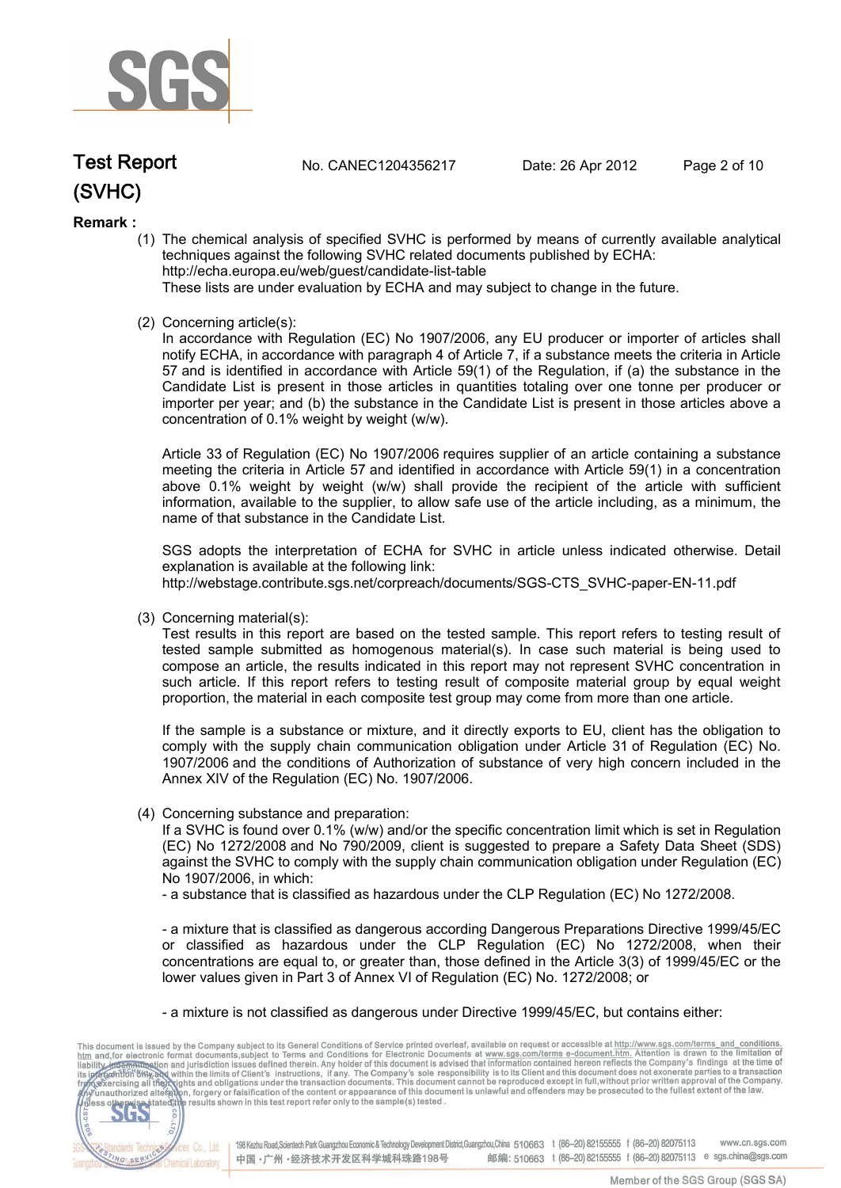# Test Report (SVHC)

No. CANEC1204356217 Date: 26 Apr 2012

**Remark :**

(1) The chemical analysis of specified SVHC is performed by means of currently available analytical techniques against the following SVHC related documents published by ECHA:
http://echa.europa.eu/web/guest/candidate-list-table
These lists are under evaluation by ECHA and may subject to change in the future.

(2) Concerning article(s):
In accordance with Regulation (EC) No 1907/2006, any EU producer or importer of articles shall notify ECHA, in accordance with paragraph 4 of Article 7, if a substance meets the criteria in Article 57 and is identified in accordance with Article 59(1) of the Regulation, if (a) the substance in the Candidate List is present in those articles in quantities totaling over one tonne per producer or importer per year; and (b) the substance in the Candidate List is present in those articles above a concentration of 0.1% weight by weight (w/w).

Article 33 of Regulation (EC) No 1907/2006 requires supplier of an article containing a substance meeting the criteria in Article 57 and identified in accordance with Article 59(1) in a concentration above 0.1% weight by weight (w/w) shall provide the recipient of the article with sufficient information, available to the supplier, to allow safe use of the article including, as a minimum, the name of that substance in the Candidate List.

SGS adopts the interpretation of ECHA for SVHC in article unless indicated otherwise. Detail explanation is available at the following link:
http://webstage.contribute.sgs.net/corpreach/documents/SGS-CTS_SVHC-paper-EN-11.pdf

(3) Concerning material(s):
Test results in this report are based on the tested sample. This report refers to testing result of tested sample submitted as homogenous material(s). In case such material is being used to compose an article, the results indicated in this report may not represent SVHC concentration in such article. If this report refers to testing result of composite material group by equal weight proportion, the material in each composite test group may come from more than one article.

If the sample is a substance or mixture, and it directly exports to EU, client has the obligation to comply with the supply chain communication obligation under Article 31 of Regulation (EC) No. 1907/2006 and the conditions of Authorization of substance of very high concern included in the Annex XIV of the Regulation (EC) No. 1907/2006.

(4) Concerning substance and preparation:
If a SVHC is found over 0.1% (w/w) and/or the specific concentration limit which is set in Regulation (EC) No 1272/2008 and No 790/2009, client is suggested to prepare a Safety Data Sheet (SDS) against the SVHC to comply with the supply chain communication obligation under Regulation (EC) No 1907/2006, in which:
- a substance that is classified as hazardous under the CLP Regulation (EC) No 1272/2008.

- a mixture that is classified as dangerous according Dangerous Preparations Directive 1999/45/EC or classified as hazardous under the CLP Regulation (EC) No 1272/2008, when their concentrations are equal to, or greater than, those defined in the Article 3(3) of 1999/45/EC or the lower values given in Part 3 of Annex VI of Regulation (EC) No. 1272/2008; or

- a mixture is not classified as dangerous under Directive 1999/45/EC, but contains either: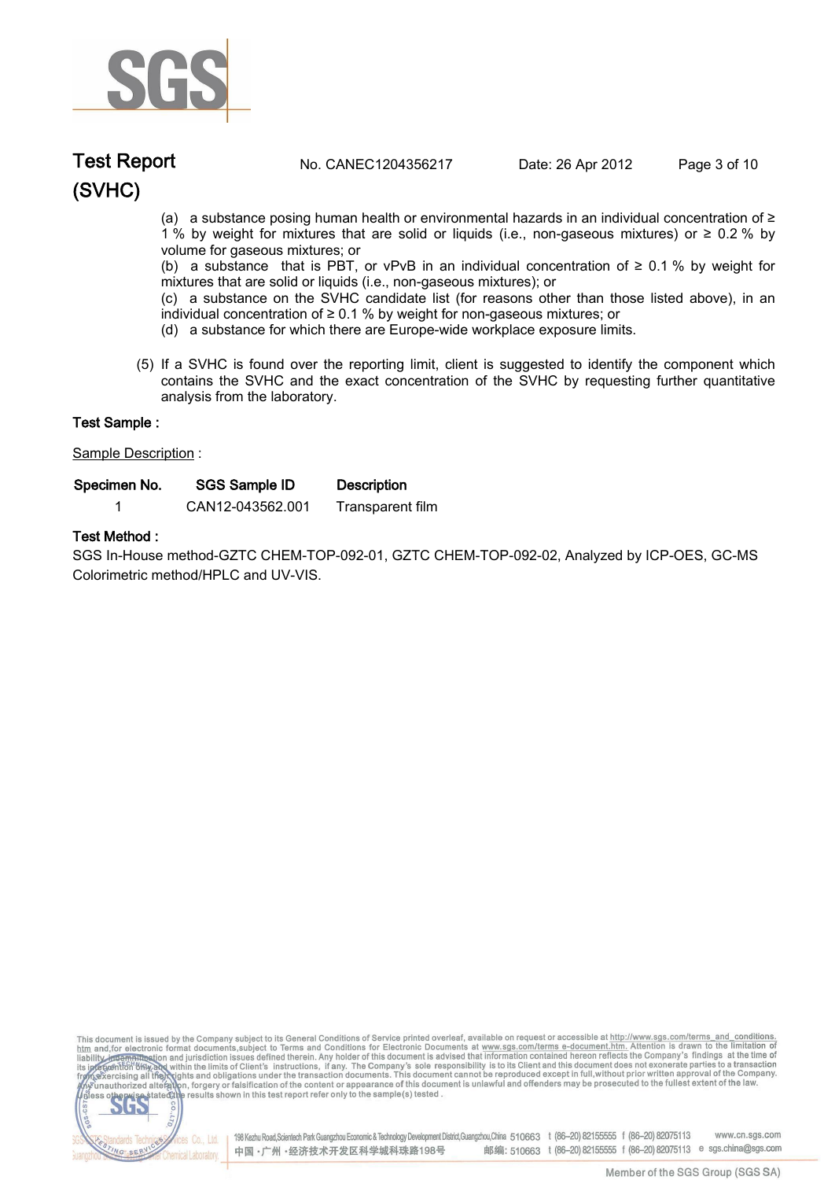(a) a substance posing human health or environmental hazards in an individual concentration of ≥ 1 % by weight for mixtures that are solid or liquids (i.e., non-gaseous mixtures) or ≥ 0.2 % by volume for gaseous mixtures; or

(b) a substance that is PBT, or vPvB in an individual concentration of ≥ 0.1 % by weight for mixtures that are solid or liquids (i.e., non-gaseous mixtures); or

(c) a substance on the SVHC candidate list (for reasons other than those listed above), in an individual concentration of ≥ 0.1 % by weight for non-gaseous mixtures; or

(d) a substance for which there are Europe-wide workplace exposure limits.

(5) If a SVHC is found over the reporting limit, client is suggested to identify the component which contains the SVHC and the exact concentration of the SVHC by requesting further quantitative analysis from the laboratory.

**Test Sample :**

Sample Description :

| Specimen No. | SGS Sample ID | Description |
|---|---|---|
| 1 | CAN12-043562.001 | Transparent film |

**Test Method :**

SGS In-House method-GZTC CHEM-TOP-092-01, GZTC CHEM-TOP-092-02, Analyzed by ICP-OES, GC-MS Colorimetric method/HPLC and UV-VIS.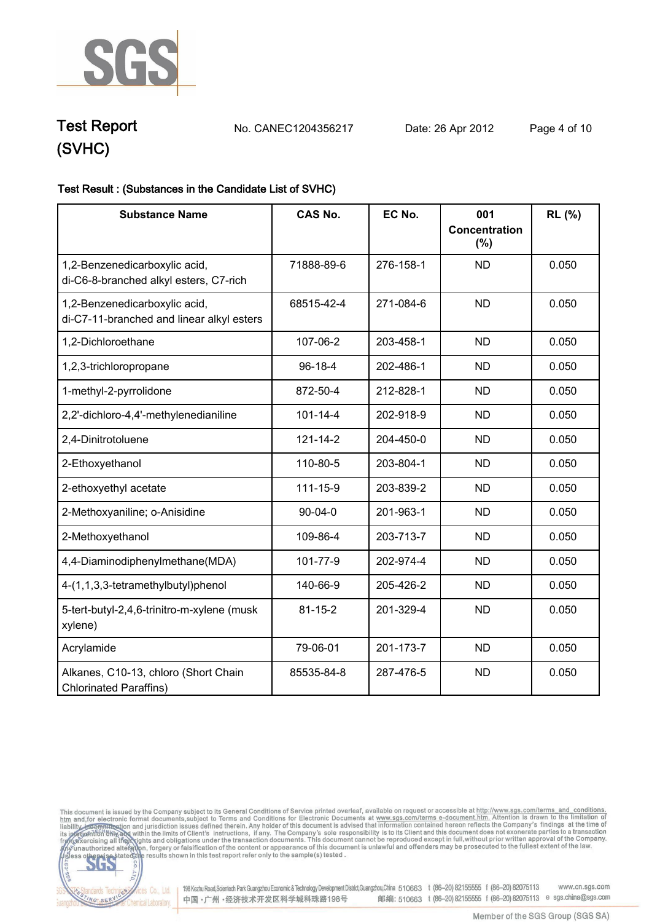# Test Report (SVHC)

No. CANEC1204356217 Date: 26 Apr 2012

Test Result : (Substances in the Candidate List of SVHC)

| Substance Name | CAS No. | EC No. | 001 Concentration (%) | RL (%) |
|---|---|---|---|---|
| 1,2-Benzenedicarboxylic acid, di-C6-8-branched alkyl esters, C7-rich | 71888-89-6 | 276-158-1 | ND | 0.050 |
| 1,2-Benzenedicarboxylic acid, di-C7-11-branched and linear alkyl esters | 68515-42-4 | 271-084-6 | ND | 0.050 |
| 1,2-Dichloroethane | 107-06-2 | 203-458-1 | ND | 0.050 |
| 1,2,3-trichloropropane | 96-18-4 | 202-486-1 | ND | 0.050 |
| 1-methyl-2-pyrrolidone | 872-50-4 | 212-828-1 | ND | 0.050 |
| 2,2'-dichloro-4,4'-methylenedianiline | 101-14-4 | 202-918-9 | ND | 0.050 |
| 2,4-Dinitrotoluene | 121-14-2 | 204-450-0 | ND | 0.050 |
| 2-Ethoxyethanol | 110-80-5 | 203-804-1 | ND | 0.050 |
| 2-ethoxyethyl acetate | 111-15-9 | 203-839-2 | ND | 0.050 |
| 2-Methoxyaniline; o-Anisidine | 90-04-0 | 201-963-1 | ND | 0.050 |
| 2-Methoxyethanol | 109-86-4 | 203-713-7 | ND | 0.050 |
| 4,4-Diaminodiphenylmethane(MDA) | 101-77-9 | 202-974-4 | ND | 0.050 |
| 4-(1,1,3,3-tetramethylbutyl)phenol | 140-66-9 | 205-426-2 | ND | 0.050 |
| 5-tert-butyl-2,4,6-trinitro-m-xylene (musk xylene) | 81-15-2 | 201-329-4 | ND | 0.050 |
| Acrylamide | 79-06-01 | 201-173-7 | ND | 0.050 |
| Alkanes, C10-13, chloro (Short Chain Chlorinated Paraffins) | 85535-84-8 | 287-476-5 | ND | 0.050 |

This document is issued by the Company subject to its General Conditions of Service printed overleaf, available on request or accessible at http://www.sgs.com/terms_and_conditions.htm and,for electronic format documents,subject to Terms and Conditions for Electronic Documents at www.sgs.com/terms_e-document.htm. Attention is drawn to the limitation of liability, indemnification and jurisdiction issues defined therein. Any holder of this document is advised that information contained hereon reflects the Company's findings at the time of its intervention only and within the limits of Client's instructions, if any. The Company's sole responsibility is to its Client and this document does not exonerate parties to a transaction from exercising all their rights and obligations under the transaction documents. This document cannot be reproduced except in full,without prior written approval of the Company. Any unauthorized alteration, forgery or falsification of the content or appearance of this document is unlawful and offenders may be prosecuted to the fullest extent of the law. Unless otherwise stated the results shown in this test report refer only to the sample(s) tested .

198 Kezhu Road,Scientech Park Guangzhou Economic & Technology Development District,Guangzhou,China 510663 t (86–20) 82155555 f (86–20) 82075113 www.cn.sgs.com
中国・广州・经济技术开发区科学城科珠路198号 邮编: 510663 t (86–20) 82155555 f (86–20) 82075113 e sgs.china@sgs.com

Member of the SGS Group (SGS SA)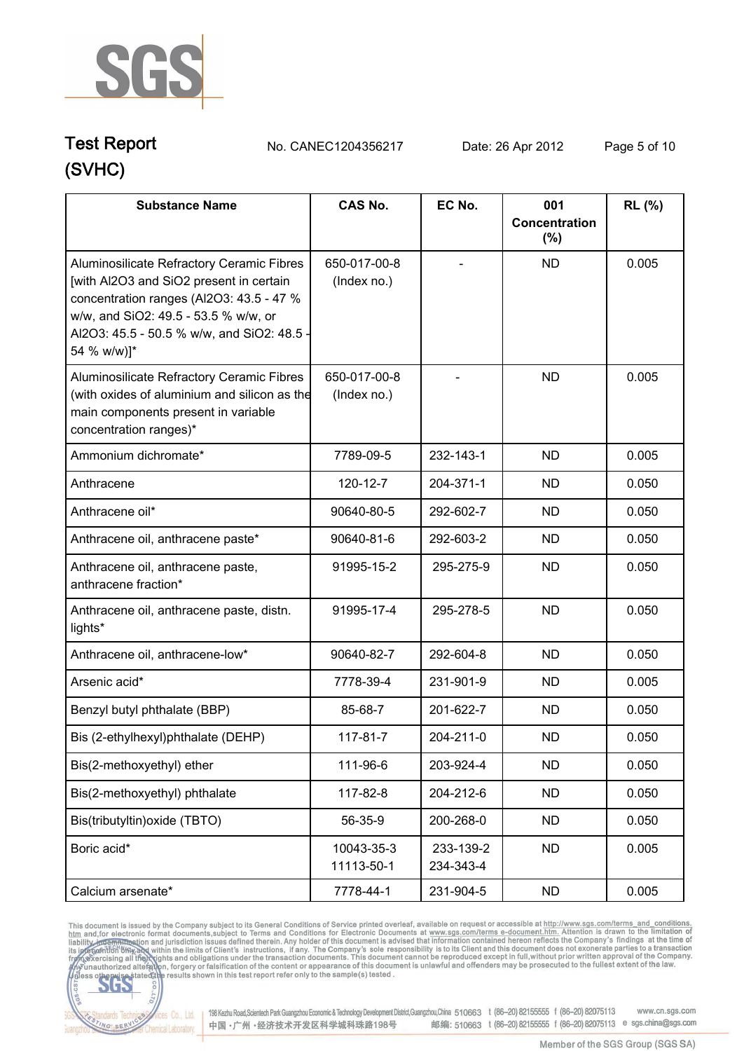# Test Report (SVHC)

No. CANEC1204356217 Date: 26 Apr 2012

| Substance Name | CAS No. | EC No. | 001 Concentration (%) | RL (%) |
|---|---|---|---|---|
| Aluminosilicate Refractory Ceramic Fibres [with Al2O3 and SiO2 present in certain concentration ranges (Al2O3: 43.5 - 47 % w/w, and SiO2: 49.5 - 53.5 % w/w, or Al2O3: 45.5 - 50.5 % w/w, and SiO2: 48.5 - 54 % w/w)]* | 650-017-00-8 (Index no.) | - | ND | 0.005 |
| Aluminosilicate Refractory Ceramic Fibres (with oxides of aluminium and silicon as the main components present in variable concentration ranges)* | 650-017-00-8 (Index no.) | - | ND | 0.005 |
| Ammonium dichromate* | 7789-09-5 | 232-143-1 | ND | 0.005 |
| Anthracene | 120-12-7 | 204-371-1 | ND | 0.050 |
| Anthracene oil* | 90640-80-5 | 292-602-7 | ND | 0.050 |
| Anthracene oil, anthracene paste* | 90640-81-6 | 292-603-2 | ND | 0.050 |
| Anthracene oil, anthracene paste, anthracene fraction* | 91995-15-2 | 295-275-9 | ND | 0.050 |
| Anthracene oil, anthracene paste, distn. lights* | 91995-17-4 | 295-278-5 | ND | 0.050 |
| Anthracene oil, anthracene-low* | 90640-82-7 | 292-604-8 | ND | 0.050 |
| Arsenic acid* | 7778-39-4 | 231-901-9 | ND | 0.005 |
| Benzyl butyl phthalate (BBP) | 85-68-7 | 201-622-7 | ND | 0.050 |
| Bis (2-ethylhexyl)phthalate (DEHP) | 117-81-7 | 204-211-0 | ND | 0.050 |
| Bis(2-methoxyethyl) ether | 111-96-6 | 203-924-4 | ND | 0.050 |
| Bis(2-methoxyethyl) phthalate | 117-82-8 | 204-212-6 | ND | 0.050 |
| Bis(tributyltin)oxide (TBTO) | 56-35-9 | 200-268-0 | ND | 0.050 |
| Boric acid* | 10043-35-3 11113-50-1 | 233-139-2 234-343-4 | ND | 0.005 |
| Calcium arsenate* | 7778-44-1 | 231-904-5 | ND | 0.005 |

This document is issued by the Company subject to its General Conditions of Service printed overleaf, available on request or accessible at http://www.sgs.com/terms_and_conditions.htm and,for electronic format documents,subject to Terms and Conditions for Electronic Documents at www.sgs.com/terms_e-document.htm. Attention is drawn to the limitation of liability, indemnification and jurisdiction issues defined therein. Any holder of this document is advised that information contained hereon reflects the Company's findings at the time of its intervention only and within the limits of Client's instructions, if any. The Company's sole responsibility is to its Client and this document does not exonerate parties to a transaction from exercising all their rights and obligations under the transaction documents. This document cannot be reproduced except in full,without prior written approval of the Company. Any unauthorized alteration, forgery or falsification of the content or appearance of this document is unlawful and offenders may be prosecuted to the fullest extent of the law. Unless otherwise stated the results shown in this test report refer only to the sample(s) tested .

198 Kezhu Road,Scientech Park Guangzhou Economic & Technology Development District,Guangzhou,China 510663 t (86-20) 82155555 f (86-20) 82075113 www.cn.sgs.com
中国 · 广州 · 经济技术开发区科学城科珠路198号 邮编: 510663 t (86-20) 82155555 f (86-20) 82075113 e sgs.china@sgs.com

Member of the SGS Group (SGS SA)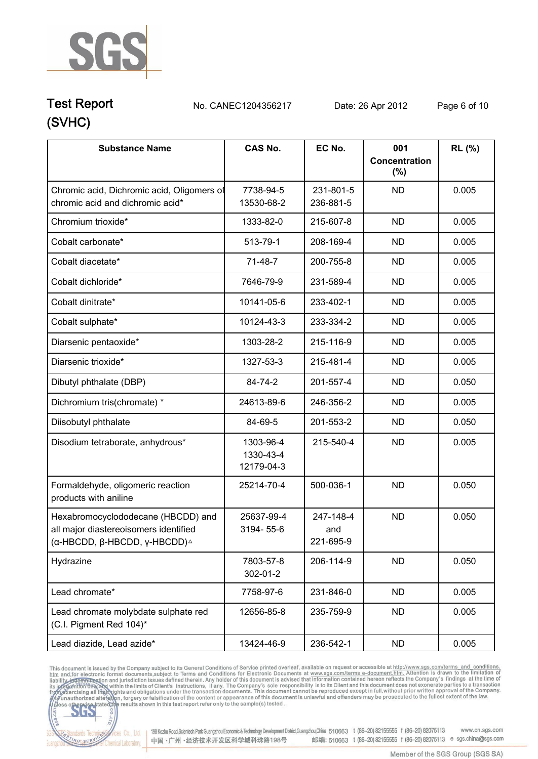# Test Report

No. CANEC1204356217 Date: 26 Apr 2012

(SVHC)

| Substance Name | CAS No. | EC No. | 001 Concentration (%) | RL (%) |
|---|---|---|---|---|
| Chromic acid, Dichromic acid, Oligomers of chromic acid and dichromic acid* | 7738-94-5 13530-68-2 | 231-801-5 236-881-5 | ND | 0.005 |
| Chromium trioxide* | 1333-82-0 | 215-607-8 | ND | 0.005 |
| Cobalt carbonate* | 513-79-1 | 208-169-4 | ND | 0.005 |
| Cobalt diacetate* | 71-48-7 | 200-755-8 | ND | 0.005 |
| Cobalt dichloride* | 7646-79-9 | 231-589-4 | ND | 0.005 |
| Cobalt dinitrate* | 10141-05-6 | 233-402-1 | ND | 0.005 |
| Cobalt sulphate* | 10124-43-3 | 233-334-2 | ND | 0.005 |
| Diarsenic pentaoxide* | 1303-28-2 | 215-116-9 | ND | 0.005 |
| Diarsenic trioxide* | 1327-53-3 | 215-481-4 | ND | 0.005 |
| Dibutyl phthalate (DBP) | 84-74-2 | 201-557-4 | ND | 0.050 |
| Dichromium tris(chromate) * | 24613-89-6 | 246-356-2 | ND | 0.005 |
| Diisobutyl phthalate | 84-69-5 | 201-553-2 | ND | 0.050 |
| Disodium tetraborate, anhydrous* | 1303-96-4 1330-43-4 12179-04-3 | 215-540-4 | ND | 0.005 |
| Formaldehyde, oligomeric reaction products with aniline | 25214-70-4 | 500-036-1 | ND | 0.050 |
| Hexabromocyclododecane (HBCDD) and all major diastereoisomers identified (α-HBCDD, β-HBCDD, γ-HBCDD)△ | 25637-99-4 3194- 55-6 | 247-148-4 and 221-695-9 | ND | 0.050 |
| Hydrazine | 7803-57-8 302-01-2 | 206-114-9 | ND | 0.050 |
| Lead chromate* | 7758-97-6 | 231-846-0 | ND | 0.005 |
| Lead chromate molybdate sulphate red (C.I. Pigment Red 104)* | 12656-85-8 | 235-759-9 | ND | 0.005 |
| Lead diazide, Lead azide* | 13424-46-9 | 236-542-1 | ND | 0.005 |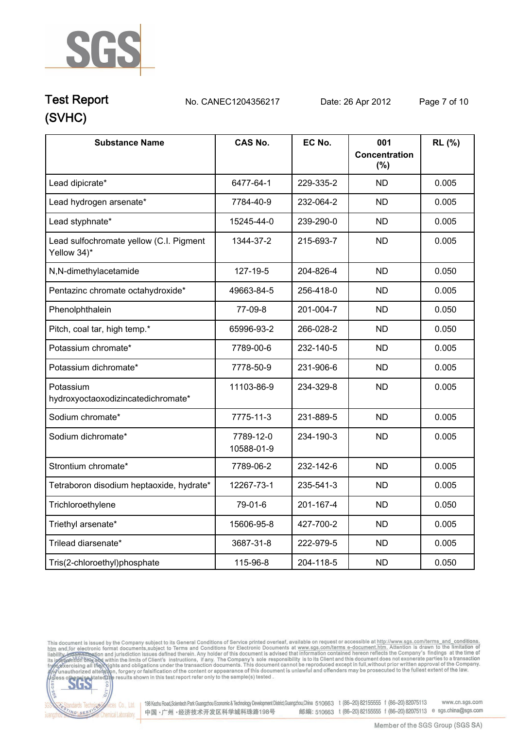| Substance Name | CAS No. | EC No. | 001 Concentration (%) | RL (%) |
|---|---|---|---|---|
| Lead dipicrate* | 6477-64-1 | 229-335-2 | ND | 0.005 |
| Lead hydrogen arsenate* | 7784-40-9 | 232-064-2 | ND | 0.005 |
| Lead styphnate* | 15245-44-0 | 239-290-0 | ND | 0.005 |
| Lead sulfochromate yellow (C.I. Pigment Yellow 34)* | 1344-37-2 | 215-693-7 | ND | 0.005 |
| N,N-dimethylacetamide | 127-19-5 | 204-826-4 | ND | 0.050 |
| Pentazinc chromate octahydroxide* | 49663-84-5 | 256-418-0 | ND | 0.005 |
| Phenolphthalein | 77-09-8 | 201-004-7 | ND | 0.050 |
| Pitch, coal tar, high temp.* | 65996-93-2 | 266-028-2 | ND | 0.050 |
| Potassium chromate* | 7789-00-6 | 232-140-5 | ND | 0.005 |
| Potassium dichromate* | 7778-50-9 | 231-906-6 | ND | 0.005 |
| Potassium hydroxyoctaoxodizincatedichromate* | 11103-86-9 | 234-329-8 | ND | 0.005 |
| Sodium chromate* | 7775-11-3 | 231-889-5 | ND | 0.005 |
| Sodium dichromate* | 7789-12-0 10588-01-9 | 234-190-3 | ND | 0.005 |
| Strontium chromate* | 7789-06-2 | 232-142-6 | ND | 0.005 |
| Tetraboron disodium heptaoxide, hydrate* | 12267-73-1 | 235-541-3 | ND | 0.005 |
| Trichloroethylene | 79-01-6 | 201-167-4 | ND | 0.050 |
| Triethyl arsenate* | 15606-95-8 | 427-700-2 | ND | 0.005 |
| Trilead diarsenate* | 3687-31-8 | 222-979-5 | ND | 0.005 |
| Tris(2-chloroethyl)phosphate | 115-96-8 | 204-118-5 | ND | 0.050 |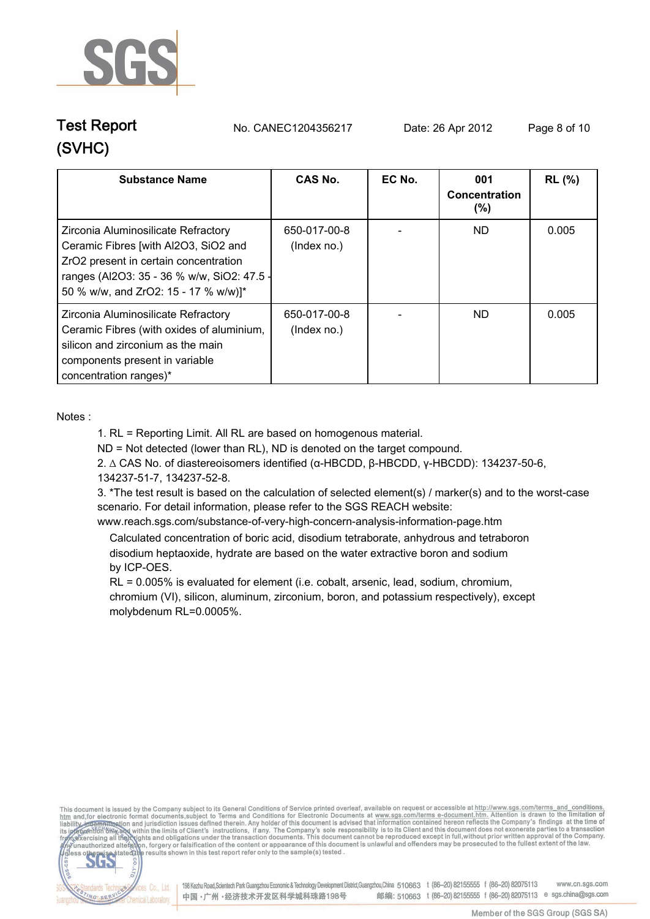| Substance Name | CAS No. | EC No. | 001 Concentration (%) | RL (%) |
|---|---|---|---|---|
| Zirconia Aluminosilicate Refractory Ceramic Fibres [with $Al_2O_3$, $SiO_2$ and $ZrO_2$ present in certain concentration ranges ($Al_2O_3$: 35 - 36 % w/w, $SiO_2$: 47.5 - 50 % w/w, and $ZrO_2$: 15 - 17 % w/w)]* | 650-017-00-8 (Index no.) | - | ND | 0.005 |
| Zirconia Aluminosilicate Refractory Ceramic Fibres (with oxides of aluminium, silicon and zirconium as the main components present in variable concentration ranges)* | 650-017-00-8 (Index no.) | - | ND | 0.005 |

Notes :

1. RL = Reporting Limit. All RL are based on homogenous material.
   ND = Not detected (lower than RL), ND is denoted on the target compound.
2. ∆ CAS No. of diastereoisomers identified (α-HBCDD, β-HBCDD, γ-HBCDD): 134237-50-6, 134237-51-7, 134237-52-8.
3. *The test result is based on the calculation of selected element(s) / marker(s) and to the worst-case scenario. For detail information, please refer to the SGS REACH website: www.reach.sgs.com/substance-of-very-high-concern-analysis-information-page.htm

   Calculated concentration of boric acid, disodium tetraborate, anhydrous and tetraboron disodium heptaoxide, hydrate are based on the water extractive boron and sodium by ICP-OES.

   RL = 0.005% is evaluated for element (i.e. cobalt, arsenic, lead, sodium, chromium, chromium (VI), silicon, aluminum, zirconium, boron, and potassium respectively), except molybdenum RL=0.0005%.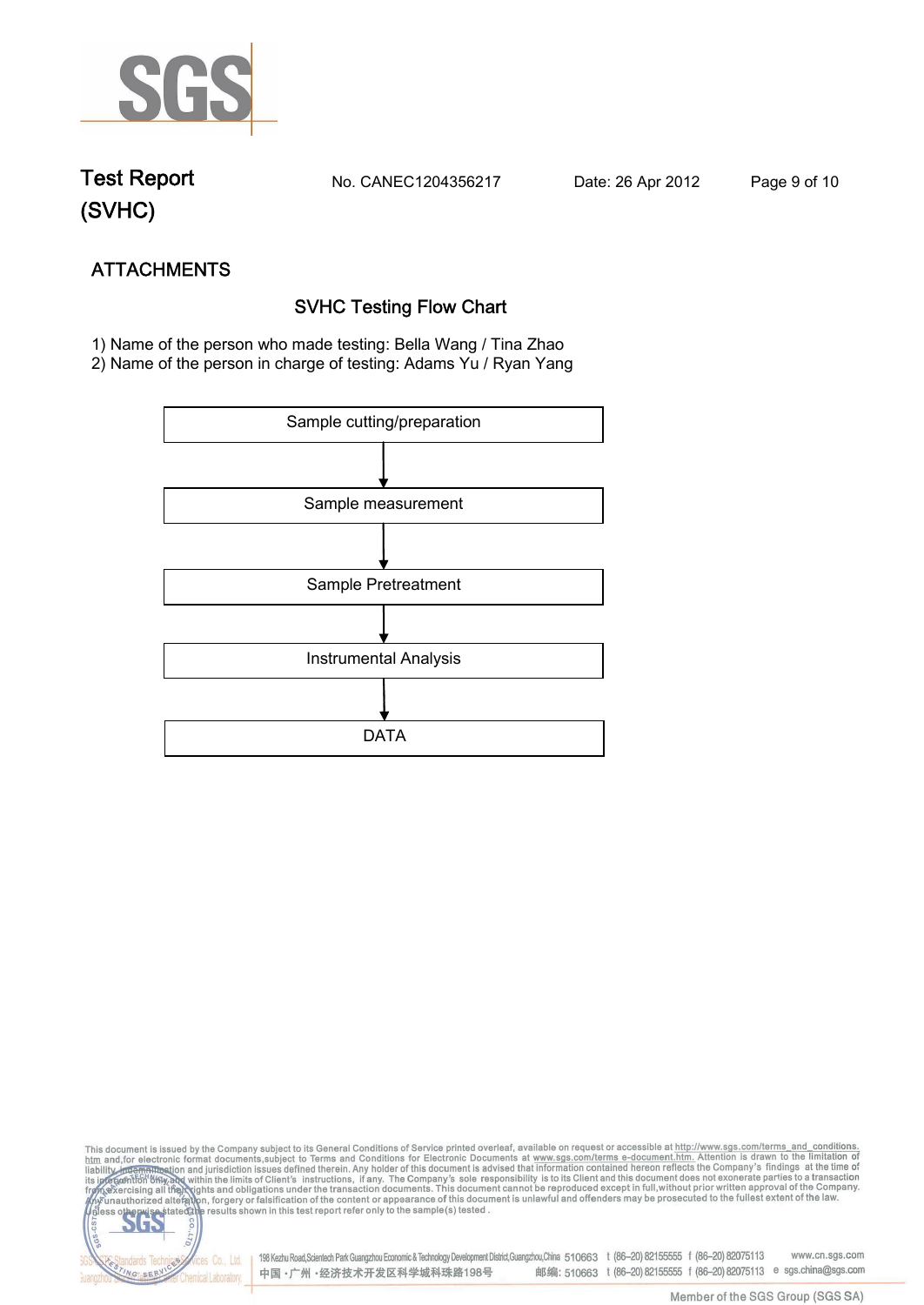## ATTACHMENTS

### SVHC Testing Flow Chart

1) Name of the person who made testing: Bella Wang / Tina Zhao
2) Name of the person in charge of testing: Adams Yu / Ryan Yang

Sample cutting/preparation

↓

Sample measurement

↓

Sample Pretreatment

↓

Instrumental Analysis

↓

DATA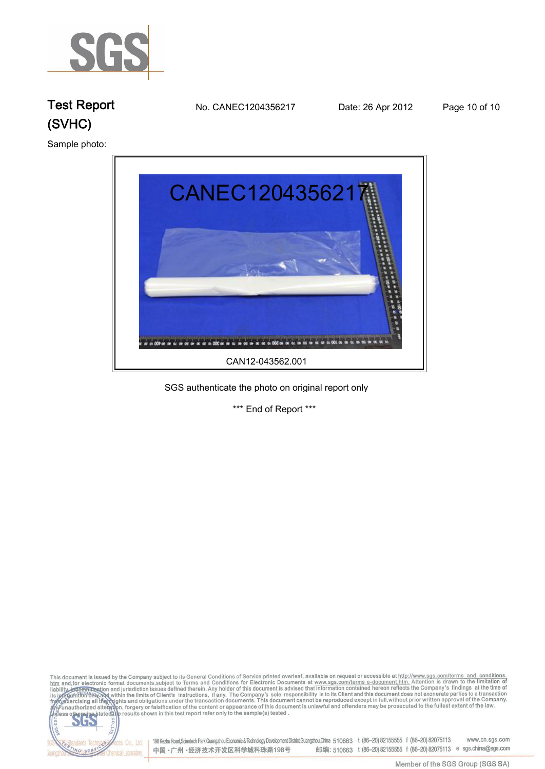# Test Report (SVHC)

No. CANEC1204356217 Date: 26 Apr 2012

Sample photo:

CAN12-043562.001

SGS authenticate the photo on original report only

*** End of Report ***

This document is issued by the Company subject to its General Conditions of Service printed overleaf, available on request or accessible at http://www.sgs.com/terms_and_conditions.htm and,for electronic format documents,subject to Terms and Conditions for Electronic Documents at www.sgs.com/terms_e-document.htm. Attention is drawn to the limitation of liability, indemnification and jurisdiction issues defined therein. Any holder of this document is advised that information contained hereon reflects the Company's findings at the time of its intervention only and within the limits of Client's instructions, if any. The Company's sole responsibility is to its Client and this document does not exonerate parties to a transaction from exercising all their rights and obligations under the transaction documents. This document cannot be reproduced except in full,without prior written approval of the Company. Any unauthorized alteration, forgery or falsification of the content or appearance of this document is unlawful and offenders may be prosecuted to the fullest extent of the law. Unless otherwise stated the results shown in this test report refer only to the sample(s) tested .

SGS-CSTC Standards Technical Services Co., Ltd. Guangzhou Branch Chemical Laboratory.

198 Kezhu Road,Scientech Park Guangzhou Economic & Technology Development District,Guangzhou,China 510663 t (86-20) 82155555 f (86-20) 82075113 www.cn.sgs.com

中国・广州・经济技术开发区科学城科珠路198号 邮编: 510663 t (86-20) 82155555 f (86-20) 82075113 e sgs.china@sgs.com

Member of the SGS Group (SGS SA)